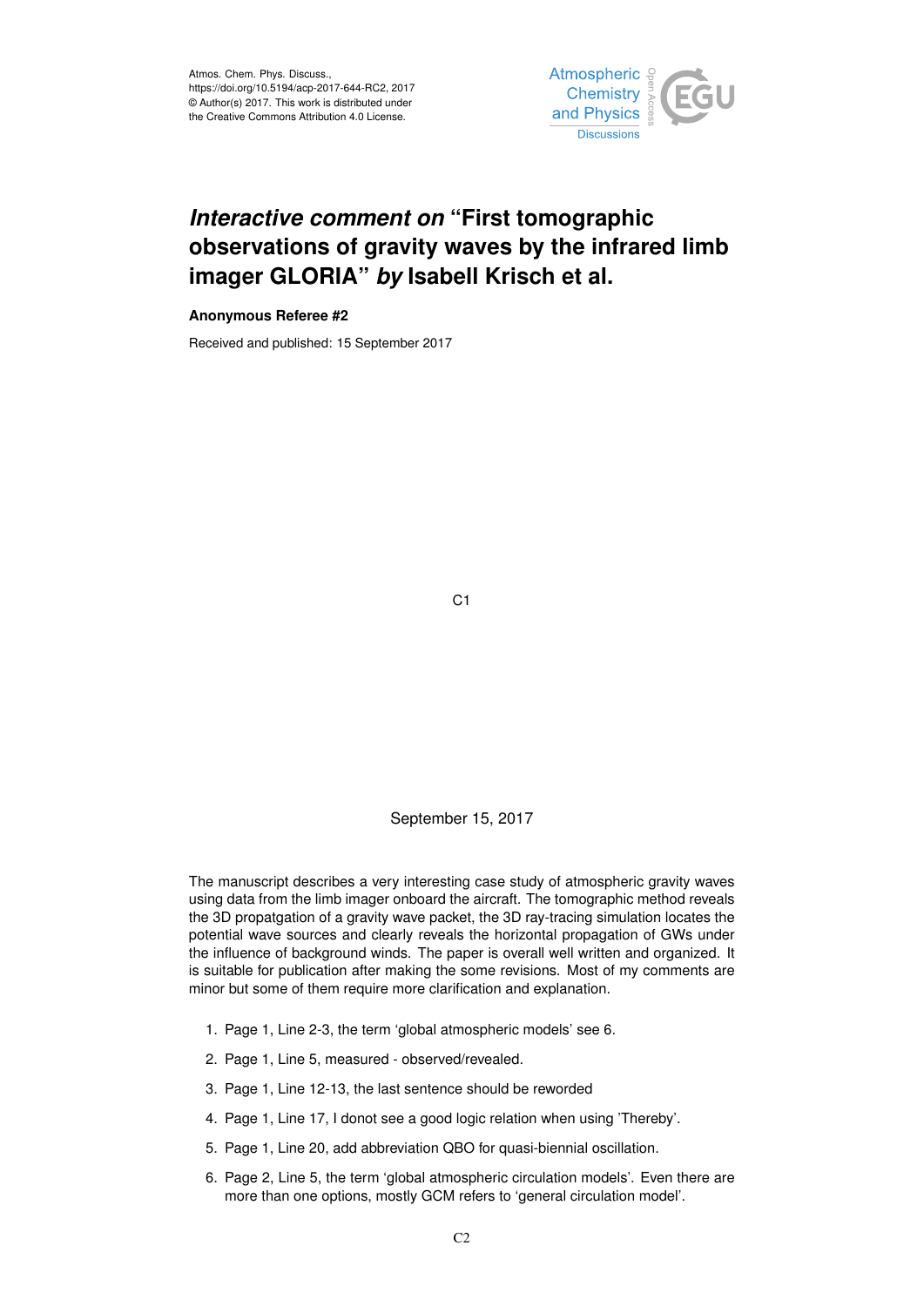# *Interactive comment on* "First tomographic observations of gravity waves by the infrared limb imager GLORIA" *by* Isabell Krisch et al.

**Anonymous Referee #2**

Received and published: 15 September 2017

The manuscript describes a very interesting case study of atmospheric gravity waves using data from the limb imager onboard the aircraft. The tomographic method reveals the 3D propatgation of a gravity wave packet, the 3D ray-tracing simulation locates the potential wave sources and clearly reveals the horizontal propagation of GWs under the influence of background winds. The paper is overall well written and organized. It is suitable for publication after making the some revisions. Most of my comments are minor but some of them require more clarification and explanation.

1. Page 1, Line 2-3, the term 'global atmospheric models' see 6.
2. Page 1, Line 5, measured - observed/revealed.
3. Page 1, Line 12-13, the last sentence should be reworded
4. Page 1, Line 17, I donot see a good logic relation when using 'Thereby'.
5. Page 1, Line 20, add abbreviation QBO for quasi-biennial oscillation.
6. Page 2, Line 5, the term 'global atmospheric circulation models'. Even there are more than one options, mostly GCM refers to 'general circulation model'.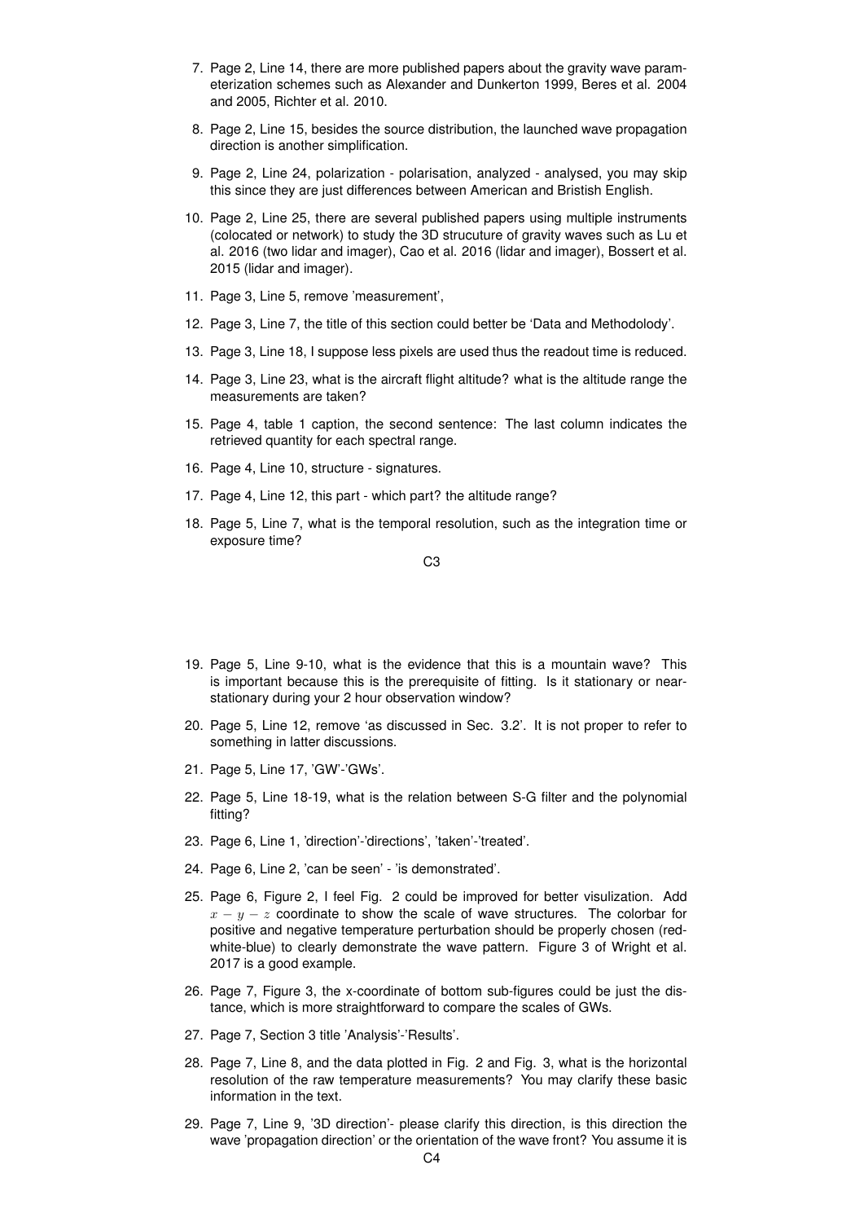7. Page 2, Line 14, there are more published papers about the gravity wave parameterization schemes such as Alexander and Dunkerton 1999, Beres et al. 2004 and 2005, Richter et al. 2010.

8. Page 2, Line 15, besides the source distribution, the launched wave propagation direction is another simplification.

9. Page 2, Line 24, polarization - polarisation, analyzed - analysed, you may skip this since they are just differences between American and Bristish English.

10. Page 2, Line 25, there are several published papers using multiple instruments (colocated or network) to study the 3D strucuture of gravity waves such as Lu et al. 2016 (two lidar and imager), Cao et al. 2016 (lidar and imager), Bossert et al. 2015 (lidar and imager).

11. Page 3, Line 5, remove 'measurement',

12. Page 3, Line 7, the title of this section could better be 'Data and Methodolody'.

13. Page 3, Line 18, I suppose less pixels are used thus the readout time is reduced.

14. Page 3, Line 23, what is the aircraft flight altitude? what is the altitude range the measurements are taken?

15. Page 4, table 1 caption, the second sentence: The last column indicates the retrieved quantity for each spectral range.

16. Page 4, Line 10, structure - signatures.

17. Page 4, Line 12, this part - which part? the altitude range?

18. Page 5, Line 7, what is the temporal resolution, such as the integration time or exposure time?

19. Page 5, Line 9-10, what is the evidence that this is a mountain wave? This is important because this is the prerequisite of fitting. Is it stationary or near-stationary during your 2 hour observation window?

20. Page 5, Line 12, remove 'as discussed in Sec. 3.2'. It is not proper to refer to something in latter discussions.

21. Page 5, Line 17, 'GW'-'GWs'.

22. Page 5, Line 18-19, what is the relation between S-G filter and the polynomial fitting?

23. Page 6, Line 1, 'direction'-'directions', 'taken'-'treated'.

24. Page 6, Line 2, 'can be seen' - 'is demonstrated'.

25. Page 6, Figure 2, I feel Fig. 2 could be improved for better visulization. Add $x-y-z$ coordinate to show the scale of wave structures. The colorbar for positive and negative temperature perturbation should be properly chosen (red-white-blue) to clearly demonstrate the wave pattern. Figure 3 of Wright et al. 2017 is a good example.

26. Page 7, Figure 3, the x-coordinate of bottom sub-figures could be just the distance, which is more straightforward to compare the scales of GWs.

27. Page 7, Section 3 title 'Analysis'-'Results'.

28. Page 7, Line 8, and the data plotted in Fig. 2 and Fig. 3, what is the horizontal resolution of the raw temperature measurements? You may clarify these basic information in the text.

29. Page 7, Line 9, '3D direction'- please clarify this direction, is this direction the wave 'propagation direction' or the orientation of the wave front? You assume it is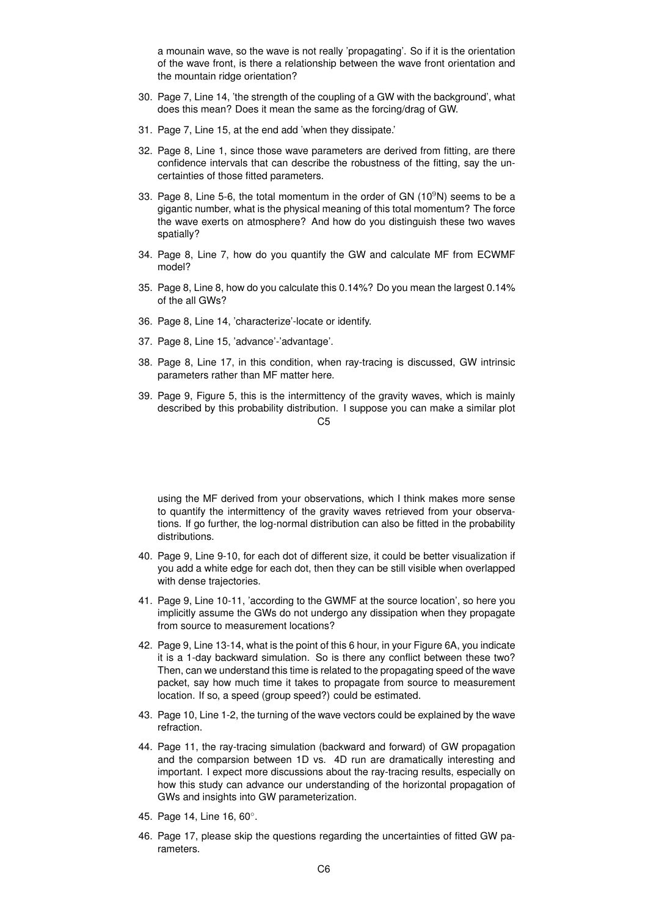a mounain wave, so the wave is not really 'propagating'. So if it is the orientation of the wave front, is there a relationship between the wave front orientation and the mountain ridge orientation?

30. Page 7, Line 14, 'the strength of the coupling of a GW with the background', what does this mean? Does it mean the same as the forcing/drag of GW.

31. Page 7, Line 15, at the end add 'when they dissipate.'

32. Page 8, Line 1, since those wave parameters are derived from fitting, are there confidence intervals that can describe the robustness of the fitting, say the uncertainties of those fitted parameters.

33. Page 8, Line 5-6, the total momentum in the order of GN ($10^9$N) seems to be a gigantic number, what is the physical meaning of this total momentum? The force the wave exerts on atmosphere? And how do you distinguish these two waves spatially?

34. Page 8, Line 7, how do you quantify the GW and calculate MF from ECWMF model?

35. Page 8, Line 8, how do you calculate this 0.14%? Do you mean the largest 0.14% of the all GWs?

36. Page 8, Line 14, 'characterize'-locate or identify.

37. Page 8, Line 15, 'advance'-'advantage'.

38. Page 8, Line 17, in this condition, when ray-tracing is discussed, GW intrinsic parameters rather than MF matter here.

39. Page 9, Figure 5, this is the intermittency of the gravity waves, which is mainly described by this probability distribution. I suppose you can make a similar plot using the MF derived from your observations, which I think makes more sense to quantify the intermittency of the gravity waves retrieved from your observations. If go further, the log-normal distribution can also be fitted in the probability distributions.

40. Page 9, Line 9-10, for each dot of different size, it could be better visualization if you add a white edge for each dot, then they can be still visible when overlapped with dense trajectories.

41. Page 9, Line 10-11, 'according to the GWMF at the source location', so here you implicitly assume the GWs do not undergo any dissipation when they propagate from source to measurement locations?

42. Page 9, Line 13-14, what is the point of this 6 hour, in your Figure 6A, you indicate it is a 1-day backward simulation. So is there any conflict between these two? Then, can we understand this time is related to the propagating speed of the wave packet, say how much time it takes to propagate from source to measurement location. If so, a speed (group speed?) could be estimated.

43. Page 10, Line 1-2, the turning of the wave vectors could be explained by the wave refraction.

44. Page 11, the ray-tracing simulation (backward and forward) of GW propagation and the comparsion between 1D vs. 4D run are dramatically interesting and important. I expect more discussions about the ray-tracing results, especially on how this study can advance our understanding of the horizontal propagation of GWs and insights into GW parameterization.

45. Page 14, Line 16, 60°.

46. Page 17, please skip the questions regarding the uncertainties of fitted GW parameters.